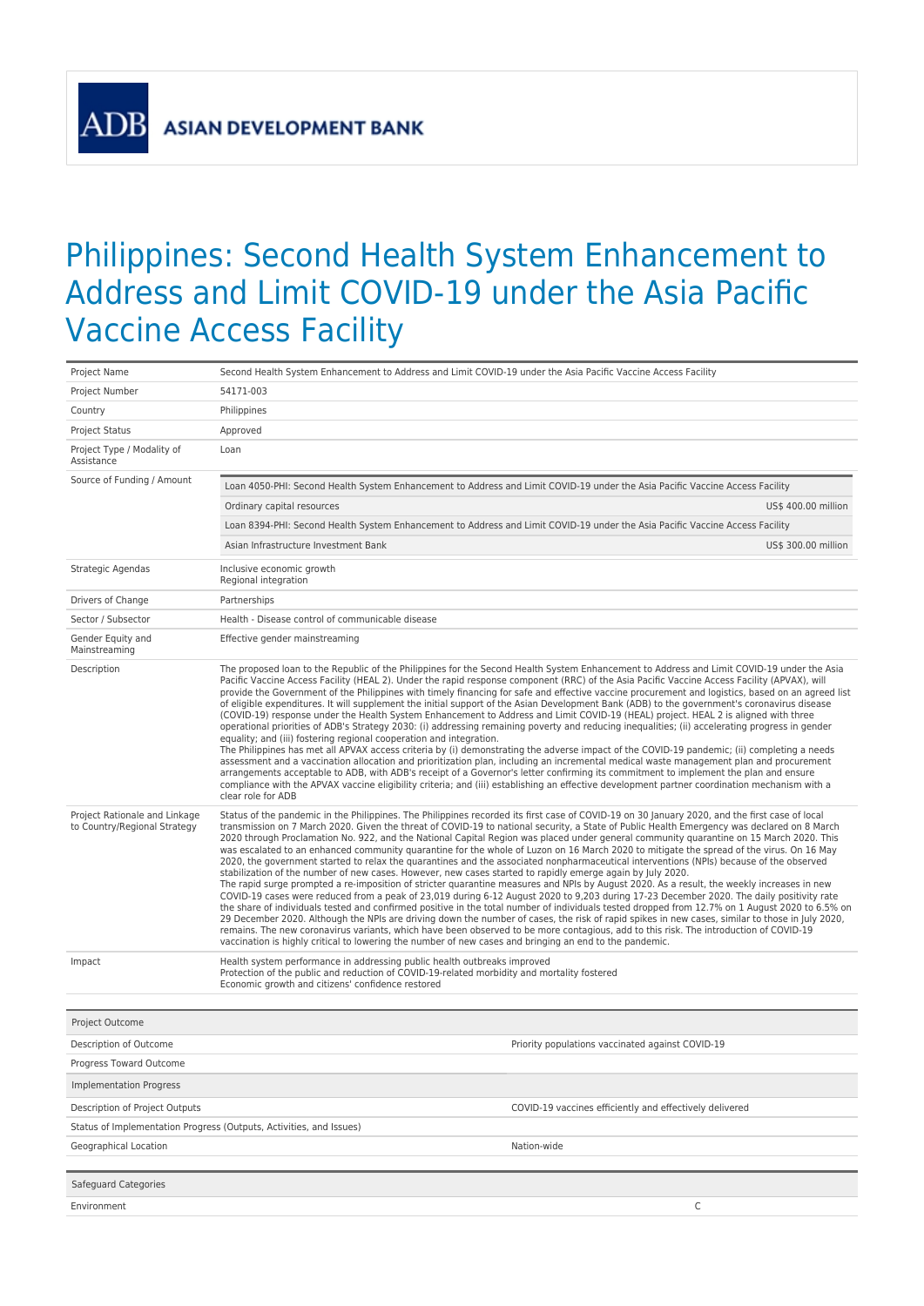**ADB ASIAN DEVELOPMENT BANK**

# Philippines: Second Health System Enhancement to Address and Limit COVID-19 under the Asia Pacific Vaccine Access Facility

| | |
|---|---|
| Project Name | Second Health System Enhancement to Address and Limit COVID-19 under the Asia Pacific Vaccine Access Facility |
| Project Number | 54171-003 |
| Country | Philippines |
| Project Status | Approved |
| Project Type / Modality of Assistance | Loan |
| Source of Funding / Amount | Loan 4050-PHI: Second Health System Enhancement to Address and Limit COVID-19 under the Asia Pacific Vaccine Access Facility<br>Ordinary capital resources — US$ 400.00 million<br>Loan 8394-PHI: Second Health System Enhancement to Address and Limit COVID-19 under the Asia Pacific Vaccine Access Facility<br>Asian Infrastructure Investment Bank — US$ 300.00 million |
| Strategic Agendas | Inclusive economic growth<br>Regional integration |
| Drivers of Change | Partnerships |
| Sector / Subsector | Health - Disease control of communicable disease |
| Gender Equity and Mainstreaming | Effective gender mainstreaming |
| Description | The proposed loan to the Republic of the Philippines for the Second Health System Enhancement to Address and Limit COVID-19 under the Asia Pacific Vaccine Access Facility (HEAL 2). Under the rapid response component (RRC) of the Asia Pacific Vaccine Access Facility (APVAX), will provide the Government of the Philippines with timely financing for safe and effective vaccine procurement and logistics, based on an agreed list of eligible expenditures. It will supplement the initial support of the Asian Development Bank (ADB) to the government's coronavirus disease (COVID-19) response under the Health System Enhancement to Address and Limit COVID-19 (HEAL) project. HEAL 2 is aligned with three operational priorities of ADB's Strategy 2030: (i) addressing remaining poverty and reducing inequalities; (ii) accelerating progress in gender equality; and (iii) fostering regional cooperation and integration.<br>The Philippines has met all APVAX access criteria by (i) demonstrating the adverse impact of the COVID-19 pandemic; (ii) completing a needs assessment and a vaccination allocation and prioritization plan, including an incremental medical waste management plan and procurement arrangements acceptable to ADB, with ADB's receipt of a Governor's letter confirming its commitment to implement the plan and ensure compliance with the APVAX vaccine eligibility criteria; and (iii) establishing an effective development partner coordination mechanism with a clear role for ADB |
| Project Rationale and Linkage to Country/Regional Strategy | Status of the pandemic in the Philippines. The Philippines recorded its first case of COVID-19 on 30 January 2020, and the first case of local transmission on 7 March 2020. Given the threat of COVID-19 to national security, a State of Public Health Emergency was declared on 8 March 2020 through Proclamation No. 922, and the National Capital Region was placed under general community quarantine on 15 March 2020. This was escalated to an enhanced community quarantine for the whole of Luzon on 16 March 2020 to mitigate the spread of the virus. On 16 May 2020, the government started to relax the quarantines and the associated nonpharmaceutical interventions (NPIs) because of the observed stabilization of the number of new cases. However, new cases started to rapidly emerge again by July 2020.<br>The rapid surge prompted a re-imposition of stricter quarantine measures and NPIs by August 2020. As a result, the weekly increases in new COVID-19 cases were reduced from a peak of 23,019 during 6-12 August 2020 to 9,203 during 17-23 December 2020. The daily positivity rate the share of individuals tested and confirmed positive in the total number of individuals tested dropped from 12.7% on 1 August 2020 to 6.5% on 29 December 2020. Although the NPIs are driving down the number of cases, the risk of rapid spikes in new cases, similar to those in July 2020, remains. The new coronavirus variants, which have been observed to be more contagious, add to this risk. The introduction of COVID-19 vaccination is highly critical to lowering the number of new cases and bringing an end to the pandemic. |
| Impact | Health system performance in addressing public health outbreaks improved<br>Protection of the public and reduction of COVID-19-related morbidity and mortality fostered<br>Economic growth and citizens' confidence restored |

| Project Outcome | |
|---|---|
| Description of Outcome | Priority populations vaccinated against COVID-19 |
| Progress Toward Outcome | |
| **Implementation Progress** | |
| Description of Project Outputs | COVID-19 vaccines efficiently and effectively delivered |
| Status of Implementation Progress (Outputs, Activities, and Issues) | |
| Geographical Location | Nation-wide |

| Safeguard Categories | |
|---|---|
| Environment | C |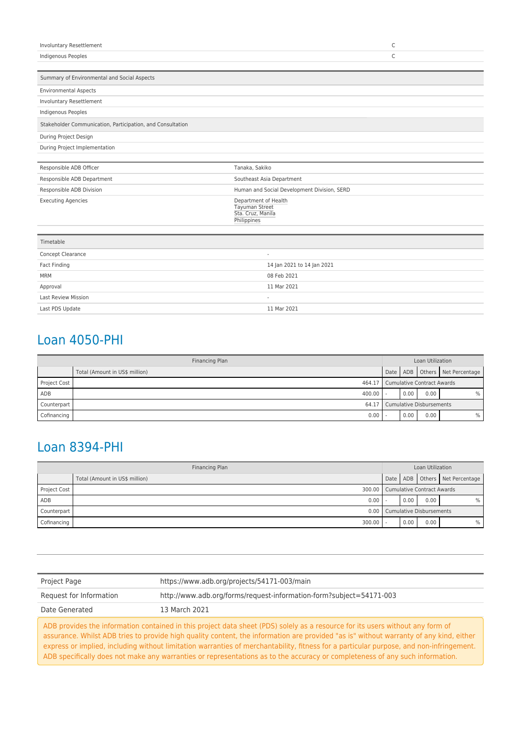| | |
|---|---|
| Involuntary Resettlement | C |
| Indigenous Peoples | C |

| Summary of Environmental and Social Aspects |
|---|
| Environmental Aspects |
| Involuntary Resettlement |
| Indigenous Peoples |
| Stakeholder Communication, Participation, and Consultation |
| During Project Design |
| During Project Implementation |

| | |
|---|---|
| Responsible ADB Officer | Tanaka, Sakiko |
| Responsible ADB Department | Southeast Asia Department |
| Responsible ADB Division | Human and Social Development Division, SERD |
| Executing Agencies | Department of Health<br>Tayuman Street<br>Sta. Cruz, Manila<br>Philippines |

| Timetable | |
|---|---|
| Concept Clearance | - |
| Fact Finding | 14 Jan 2021 to 14 Jan 2021 |
| MRM | 08 Feb 2021 |
| Approval | 11 Mar 2021 |
| Last Review Mission | - |
| Last PDS Update | 11 Mar 2021 |

## Loan 4050-PHI

| Financing Plan | | Loan Utilization | | | |
|---|---|---|---|---|---|
| | Total (Amount in US$ million) | Date | ADB | Others | Net Percentage |
| Project Cost | 464.17 | Cumulative Contract Awards | | | |
| ADB | 400.00 | - | 0.00 | 0.00 | % |
| Counterpart | 64.17 | Cumulative Disbursements | | | |
| Cofinancing | 0.00 | - | 0.00 | 0.00 | % |

## Loan 8394-PHI

| Financing Plan | | Loan Utilization | | | |
|---|---|---|---|---|---|
| | Total (Amount in US$ million) | Date | ADB | Others | Net Percentage |
| Project Cost | 300.00 | Cumulative Contract Awards | | | |
| ADB | 0.00 | - | 0.00 | 0.00 | % |
| Counterpart | 0.00 | Cumulative Disbursements | | | |
| Cofinancing | 300.00 | - | 0.00 | 0.00 | % |

| | |
|---|---|
| Project Page | https://www.adb.org/projects/54171-003/main |
| Request for Information | http://www.adb.org/forms/request-information-form?subject=54171-003 |
| Date Generated | 13 March 2021 |

ADB provides the information contained in this project data sheet (PDS) solely as a resource for its users without any form of assurance. Whilst ADB tries to provide high quality content, the information are provided "as is" without warranty of any kind, either express or implied, including without limitation warranties of merchantability, fitness for a particular purpose, and non-infringement. ADB specifically does not make any warranties or representations as to the accuracy or completeness of any such information.